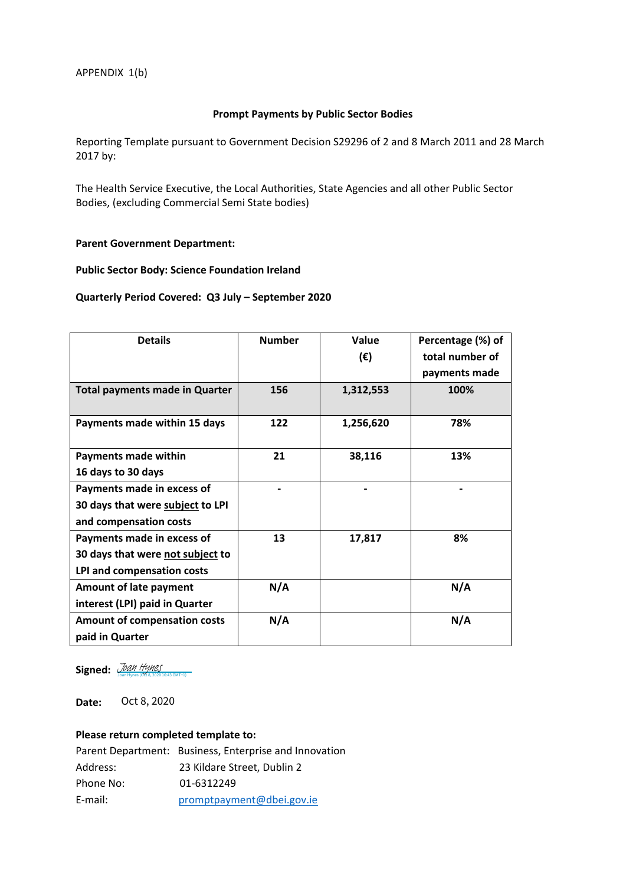APPENDIX 1(b)

**Prompt Payments by Public Sector Bodies**

Reporting Template pursuant to Government Decision S29296 of 2 and 8 March 2011 and 28 March 2017 by:

The Health Service Executive, the Local Authorities, State Agencies and all other Public Sector Bodies, (excluding Commercial Semi State bodies)

**Parent Government Department:**

**Public Sector Body: Science Foundation Ireland**

**Quarterly Period Covered: Q3 July – September 2020**

| Details | Number | Value (€) | Percentage (%) of total number of payments made |
|---|---|---|---|
| **Total payments made in Quarter** | **156** | **1,312,553** | **100%** |
| **Payments made within 15 days** | **122** | **1,256,620** | **78%** |
| **Payments made within 16 days to 30 days** | **21** | **38,116** | **13%** |
| **Payments made in excess of 30 days that were subject to LPI and compensation costs** | **-** | **-** | **-** |
| **Payments made in excess of 30 days that were not subject to LPI and compensation costs** | **13** | **17,817** | **8%** |
| **Amount of late payment interest (LPI) paid in Quarter** | **N/A** | | **N/A** |
| **Amount of compensation costs paid in Quarter** | **N/A** | | **N/A** |

**Signed:** Joan Hynes (Oct 8, 2020 16:43 GMT+1)

**Date:** Oct 8, 2020

**Please return completed template to:**

Parent Department: Business, Enterprise and Innovation
Address: 23 Kildare Street, Dublin 2
Phone No: 01-6312249
E-mail: promptpayment@dbei.gov.ie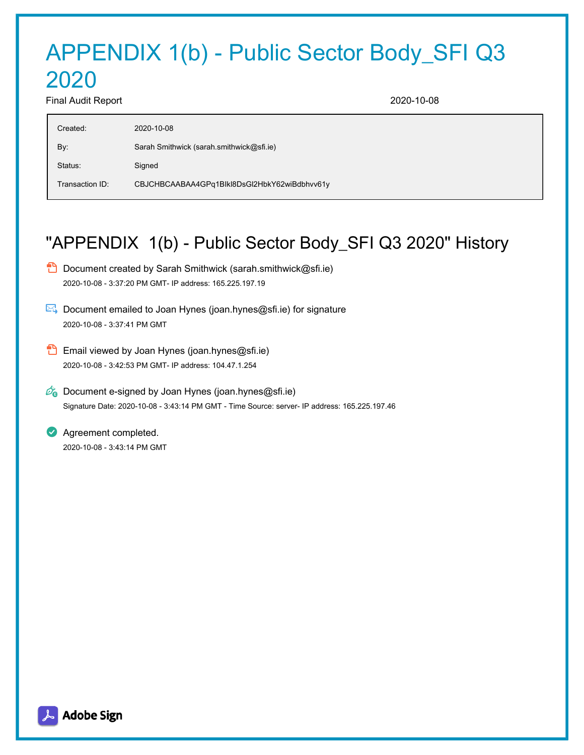# APPENDIX 1(b) - Public Sector Body_SFI Q3 2020

Final Audit Report 2020-10-08

| | |
|---|---|
| Created: | 2020-10-08 |
| By: | Sarah Smithwick (sarah.smithwick@sfi.ie) |
| Status: | Signed |
| Transaction ID: | CBJCHBCAABAA4GPq1BIkl8DsGl2HbkY62wiBdbhvv61y |

## "APPENDIX 1(b) - Public Sector Body_SFI Q3 2020" History

- Document created by Sarah Smithwick (sarah.smithwick@sfi.ie)
  2020-10-08 - 3:37:20 PM GMT- IP address: 165.225.197.19

- Document emailed to Joan Hynes (joan.hynes@sfi.ie) for signature
  2020-10-08 - 3:37:41 PM GMT

- Email viewed by Joan Hynes (joan.hynes@sfi.ie)
  2020-10-08 - 3:42:53 PM GMT- IP address: 104.47.1.254

- Document e-signed by Joan Hynes (joan.hynes@sfi.ie)
  Signature Date: 2020-10-08 - 3:43:14 PM GMT - Time Source: server- IP address: 165.225.197.46

- Agreement completed.
  2020-10-08 - 3:43:14 PM GMT

Adobe Sign